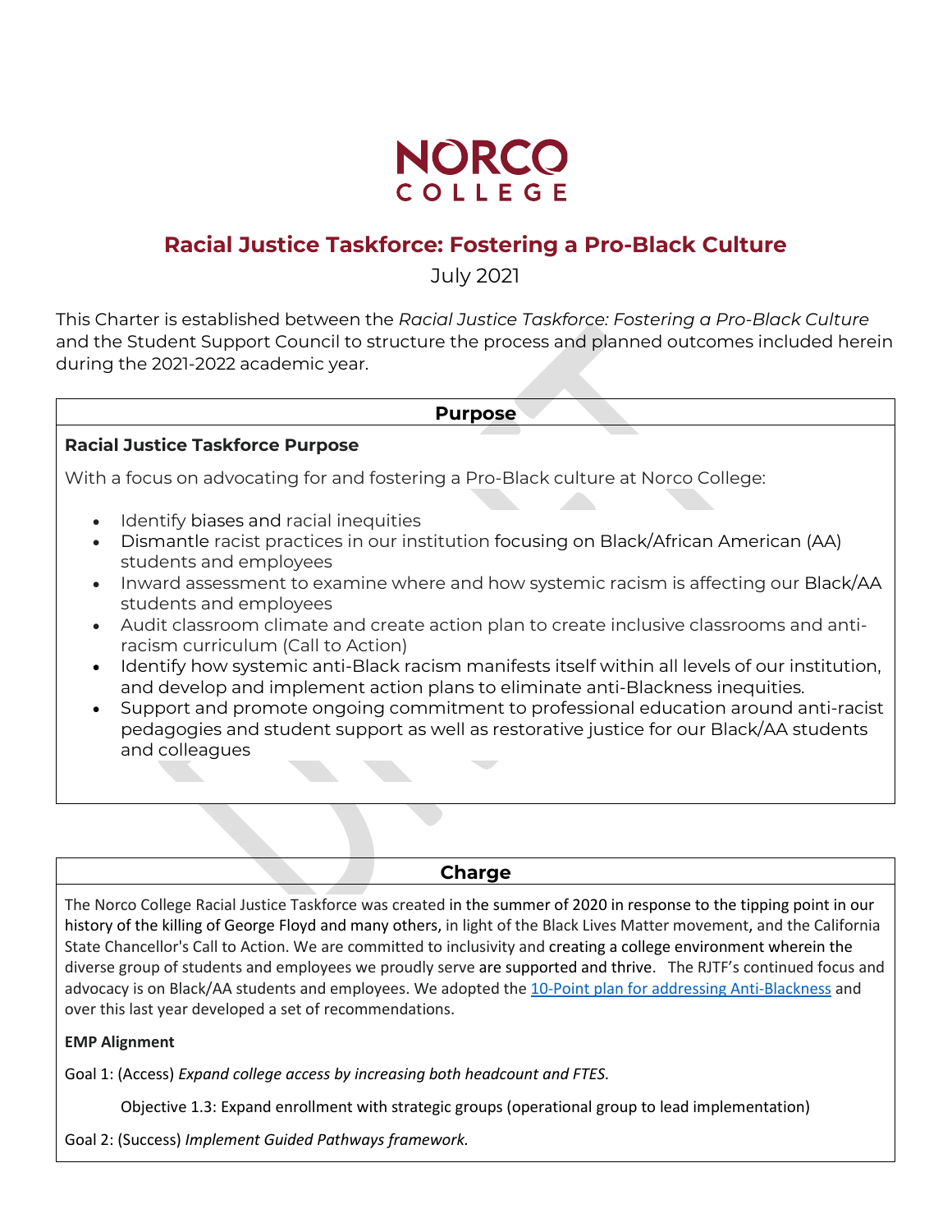NORCO COLLEGE

# Racial Justice Taskforce: Fostering a Pro-Black Culture

July 2021

This Charter is established between the *Racial Justice Taskforce: Fostering a Pro-Black Culture* and the Student Support Council to structure the process and planned outcomes included herein during the 2021-2022 academic year.

## Purpose

### Racial Justice Taskforce Purpose

With a focus on advocating for and fostering a Pro-Black culture at Norco College:

- Identify biases and racial inequities
- Dismantle racist practices in our institution focusing on Black/African American (AA) students and employees
- Inward assessment to examine where and how systemic racism is affecting our Black/AA students and employees
- Audit classroom climate and create action plan to create inclusive classrooms and anti-racism curriculum (Call to Action)
- Identify how systemic anti-Black racism manifests itself within all levels of our institution, and develop and implement action plans to eliminate anti-Blackness inequities.
- Support and promote ongoing commitment to professional education around anti-racist pedagogies and student support as well as restorative justice for our Black/AA students and colleagues

## Charge

The Norco College Racial Justice Taskforce was created in the summer of 2020 in response to the tipping point in our history of the killing of George Floyd and many others, in light of the Black Lives Matter movement, and the California State Chancellor's Call to Action. We are committed to inclusivity and creating a college environment wherein the diverse group of students and employees we proudly serve are supported and thrive. The RJTF's continued focus and advocacy is on Black/AA students and employees. We adopted the 10-Point plan for addressing Anti-Blackness and over this last year developed a set of recommendations.

**EMP Alignment**

Goal 1: (Access) *Expand college access by increasing both headcount and FTES.*

Objective 1.3: Expand enrollment with strategic groups (operational group to lead implementation)

Goal 2: (Success) *Implement Guided Pathways framework.*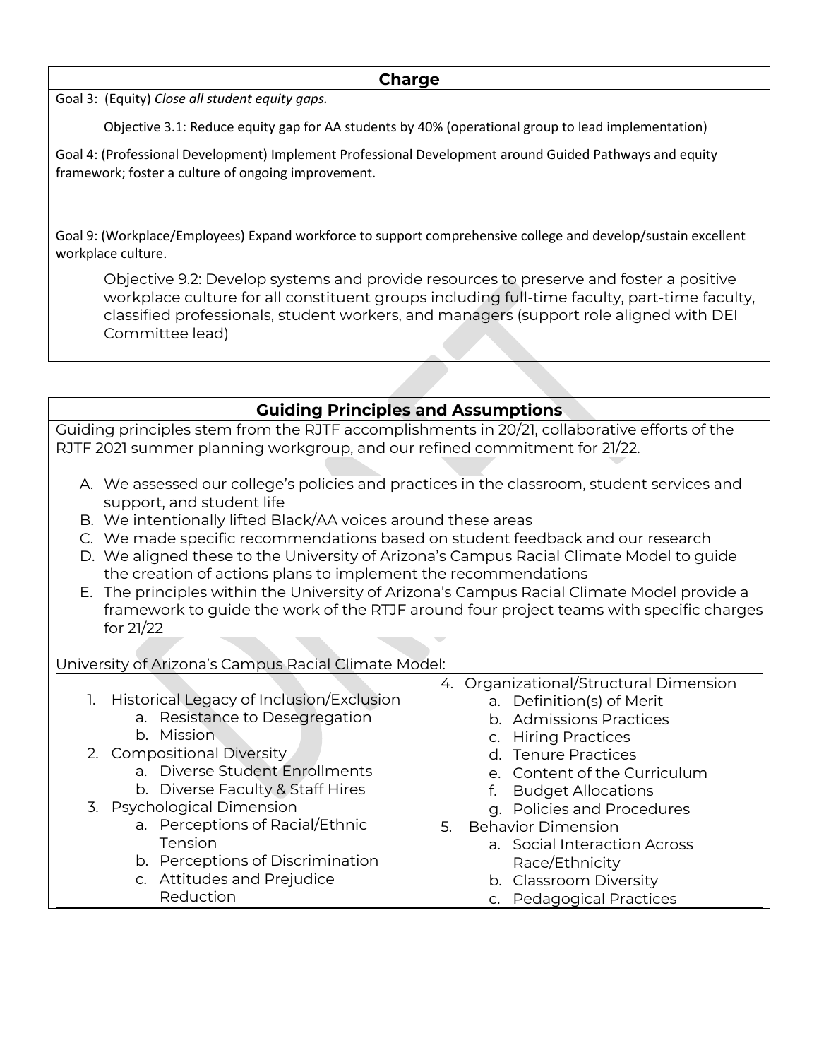## Charge

Goal 3: (Equity) *Close all student equity gaps.*

Objective 3.1: Reduce equity gap for AA students by 40% (operational group to lead implementation)

Goal 4: (Professional Development) Implement Professional Development around Guided Pathways and equity framework; foster a culture of ongoing improvement.

Goal 9: (Workplace/Employees) Expand workforce to support comprehensive college and develop/sustain excellent workplace culture.

Objective 9.2: Develop systems and provide resources to preserve and foster a positive workplace culture for all constituent groups including full-time faculty, part-time faculty, classified professionals, student workers, and managers (support role aligned with DEI Committee lead)

## Guiding Principles and Assumptions

Guiding principles stem from the RJTF accomplishments in 20/21, collaborative efforts of the RJTF 2021 summer planning workgroup, and our refined commitment for 21/22.

A. We assessed our college's policies and practices in the classroom, student services and support, and student life
B. We intentionally lifted Black/AA voices around these areas
C. We made specific recommendations based on student feedback and our research
D. We aligned these to the University of Arizona's Campus Racial Climate Model to guide the creation of actions plans to implement the recommendations
E. The principles within the University of Arizona's Campus Racial Climate Model provide a framework to guide the work of the RTJF around four project teams with specific charges for 21/22

University of Arizona's Campus Racial Climate Model:

1. Historical Legacy of Inclusion/Exclusion
   a. Resistance to Desegregation
   b. Mission
2. Compositional Diversity
   a. Diverse Student Enrollments
   b. Diverse Faculty & Staff Hires
3. Psychological Dimension
   a. Perceptions of Racial/Ethnic Tension
   b. Perceptions of Discrimination
   c. Attitudes and Prejudice Reduction
4. Organizational/Structural Dimension
   a. Definition(s) of Merit
   b. Admissions Practices
   c. Hiring Practices
   d. Tenure Practices
   e. Content of the Curriculum
   f. Budget Allocations
   g. Policies and Procedures
5. Behavior Dimension
   a. Social Interaction Across Race/Ethnicity
   b. Classroom Diversity
   c. Pedagogical Practices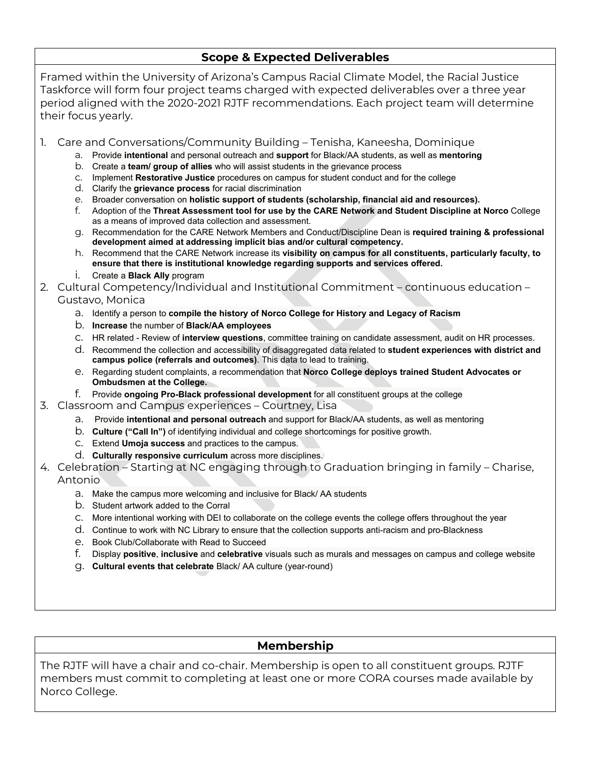## Scope & Expected Deliverables

Framed within the University of Arizona's Campus Racial Climate Model, the Racial Justice Taskforce will form four project teams charged with expected deliverables over a three year period aligned with the 2020-2021 RJTF recommendations. Each project team will determine their focus yearly.

1. Care and Conversations/Community Building – Tenisha, Kaneesha, Dominique
    a. Provide **intentional** and personal outreach and **support** for Black/AA students, as well as **mentoring**
    b. Create a **team/ group of allies** who will assist students in the grievance process
    c. Implement **Restorative Justice** procedures on campus for student conduct and for the college
    d. Clarify the **grievance process** for racial discrimination
    e. Broader conversation on **holistic support of students (scholarship, financial aid and resources).**
    f. Adoption of the **Threat Assessment tool for use by the CARE Network and Student Discipline at Norco** College as a means of improved data collection and assessment.
    g. Recommendation for the CARE Network Members and Conduct/Discipline Dean is **required training & professional development aimed at addressing implicit bias and/or cultural competency.**
    h. Recommend that the CARE Network increase its **visibility on campus for all constituents, particularly faculty, to ensure that there is institutional knowledge regarding supports and services offered.**
    i. Create a **Black Ally** program
2. Cultural Competency/Individual and Institutional Commitment – continuous education – Gustavo, Monica
    a. Identify a person to **compile the history of Norco College for History and Legacy of Racism**
    b. **Increase** the number of **Black/AA employees**
    c. HR related - Review of **interview questions**, committee training on candidate assessment, audit on HR processes.
    d. Recommend the collection and accessibility of disaggregated data related to **student experiences with district and campus police (referrals and outcomes)**. This data to lead to training.
    e. Regarding student complaints, a recommendation that **Norco College deploys trained Student Advocates or Ombudsmen at the College.**
    f. Provide **ongoing Pro-Black professional development** for all constituent groups at the college
3. Classroom and Campus experiences – Courtney, Lisa
    a. Provide **intentional and personal outreach** and support for Black/AA students, as well as mentoring
    b. **Culture ("Call In")** of identifying individual and college shortcomings for positive growth.
    c. Extend **Umoja success** and practices to the campus.
    d. **Culturally responsive curriculum** across more disciplines.
4. Celebration – Starting at NC engaging through to Graduation bringing in family – Charise, Antonio
    a. Make the campus more welcoming and inclusive for Black/ AA students
    b. Student artwork added to the Corral
    c. More intentional working with DEI to collaborate on the college events the college offers throughout the year
    d. Continue to work with NC Library to ensure that the collection supports anti-racism and pro-Blackness
    e. Book Club/Collaborate with Read to Succeed
    f. Display **positive**, **inclusive** and **celebrative** visuals such as murals and messages on campus and college website
    g. **Cultural events that celebrate** Black/ AA culture (year-round)

## Membership

The RJTF will have a chair and co-chair. Membership is open to all constituent groups. RJTF members must commit to completing at least one or more CORA courses made available by Norco College.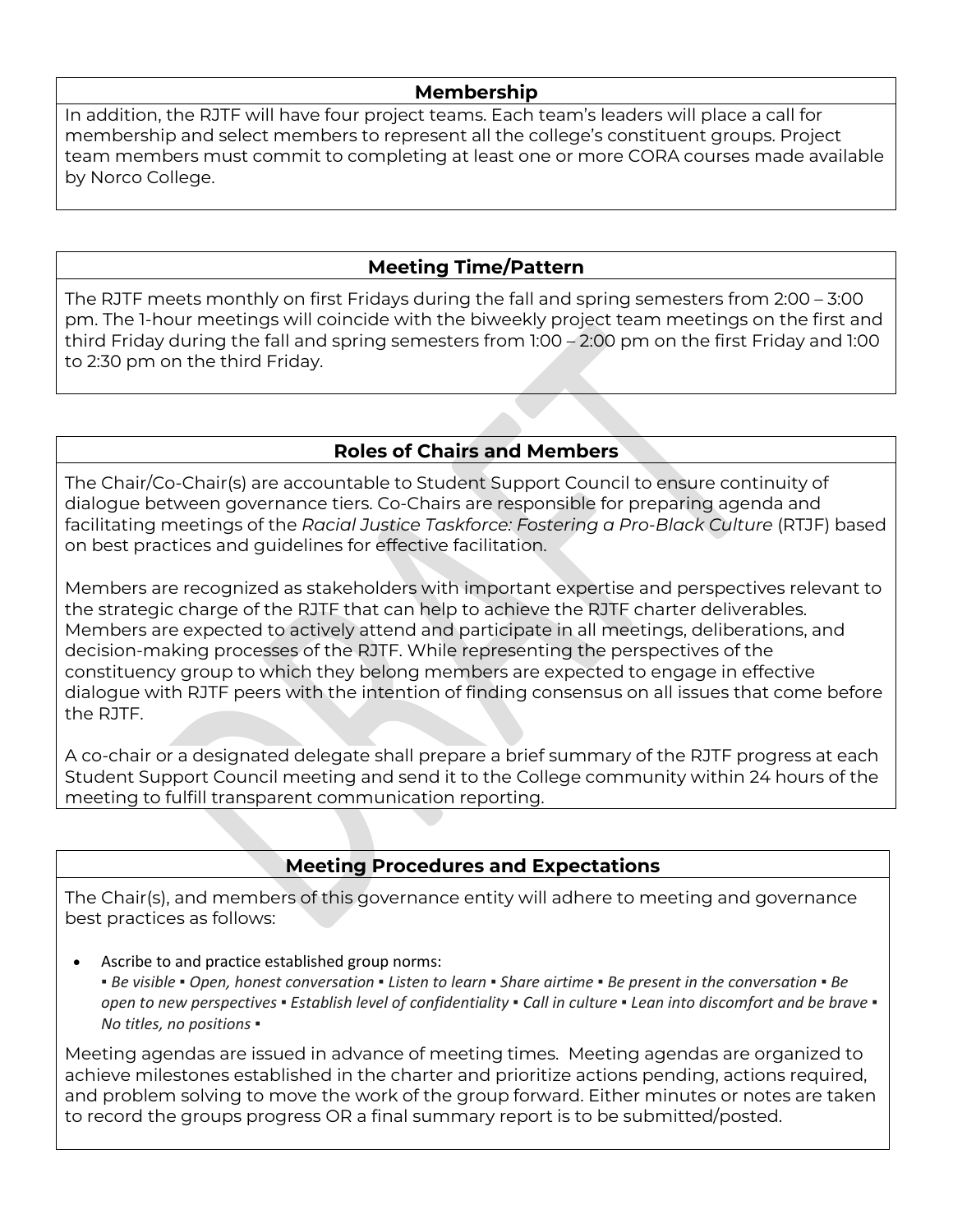## Membership

In addition, the RJTF will have four project teams. Each team's leaders will place a call for membership and select members to represent all the college's constituent groups. Project team members must commit to completing at least one or more CORA courses made available by Norco College.

## Meeting Time/Pattern

The RJTF meets monthly on first Fridays during the fall and spring semesters from 2:00 – 3:00 pm. The 1-hour meetings will coincide with the biweekly project team meetings on the first and third Friday during the fall and spring semesters from 1:00 – 2:00 pm on the first Friday and 1:00 to 2:30 pm on the third Friday.

## Roles of Chairs and Members

The Chair/Co-Chair(s) are accountable to Student Support Council to ensure continuity of dialogue between governance tiers. Co-Chairs are responsible for preparing agenda and facilitating meetings of the *Racial Justice Taskforce: Fostering a Pro-Black Culture* (RTJF) based on best practices and guidelines for effective facilitation.

Members are recognized as stakeholders with important expertise and perspectives relevant to the strategic charge of the RJTF that can help to achieve the RJTF charter deliverables. Members are expected to actively attend and participate in all meetings, deliberations, and decision-making processes of the RJTF. While representing the perspectives of the constituency group to which they belong members are expected to engage in effective dialogue with RJTF peers with the intention of finding consensus on all issues that come before the RJTF.

A co-chair or a designated delegate shall prepare a brief summary of the RJTF progress at each Student Support Council meeting and send it to the College community within 24 hours of the meeting to fulfill transparent communication reporting.

## Meeting Procedures and Expectations

The Chair(s), and members of this governance entity will adhere to meeting and governance best practices as follows:

- Ascribe to and practice established group norms:
  ▪ *Be visible* ▪ *Open, honest conversation* ▪ *Listen to learn* ▪ *Share airtime* ▪ *Be present in the conversation* ▪ *Be open to new perspectives* ▪ *Establish level of confidentiality* ▪ *Call in culture* ▪ *Lean into discomfort and be brave* ▪ *No titles, no positions* ▪

Meeting agendas are issued in advance of meeting times. Meeting agendas are organized to achieve milestones established in the charter and prioritize actions pending, actions required, and problem solving to move the work of the group forward. Either minutes or notes are taken to record the groups progress OR a final summary report is to be submitted/posted.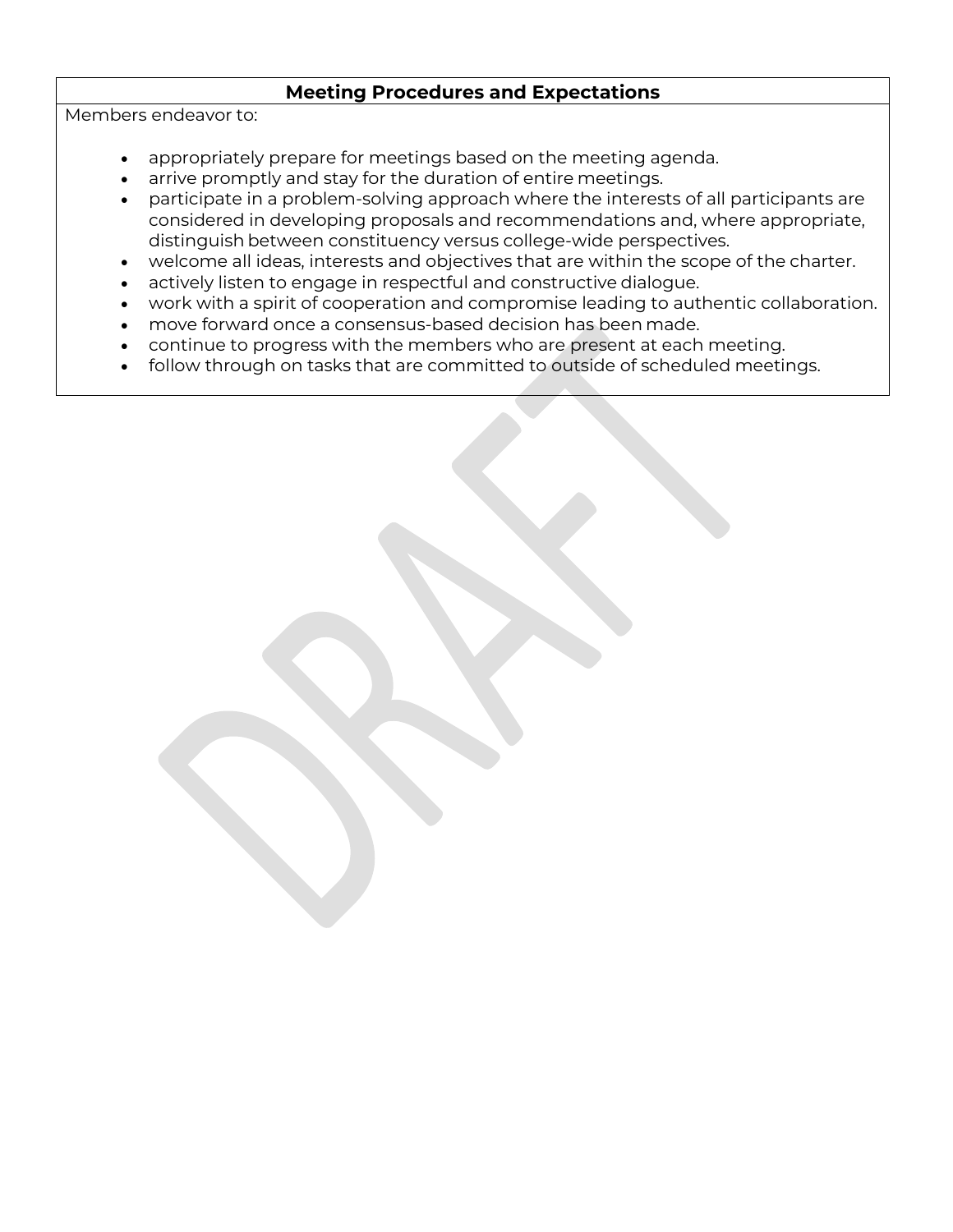## Meeting Procedures and Expectations

Members endeavor to:

- appropriately prepare for meetings based on the meeting agenda.
- arrive promptly and stay for the duration of entire meetings.
- participate in a problem-solving approach where the interests of all participants are considered in developing proposals and recommendations and, where appropriate, distinguish between constituency versus college-wide perspectives.
- welcome all ideas, interests and objectives that are within the scope of the charter.
- actively listen to engage in respectful and constructive dialogue.
- work with a spirit of cooperation and compromise leading to authentic collaboration.
- move forward once a consensus-based decision has been made.
- continue to progress with the members who are present at each meeting.
- follow through on tasks that are committed to outside of scheduled meetings.